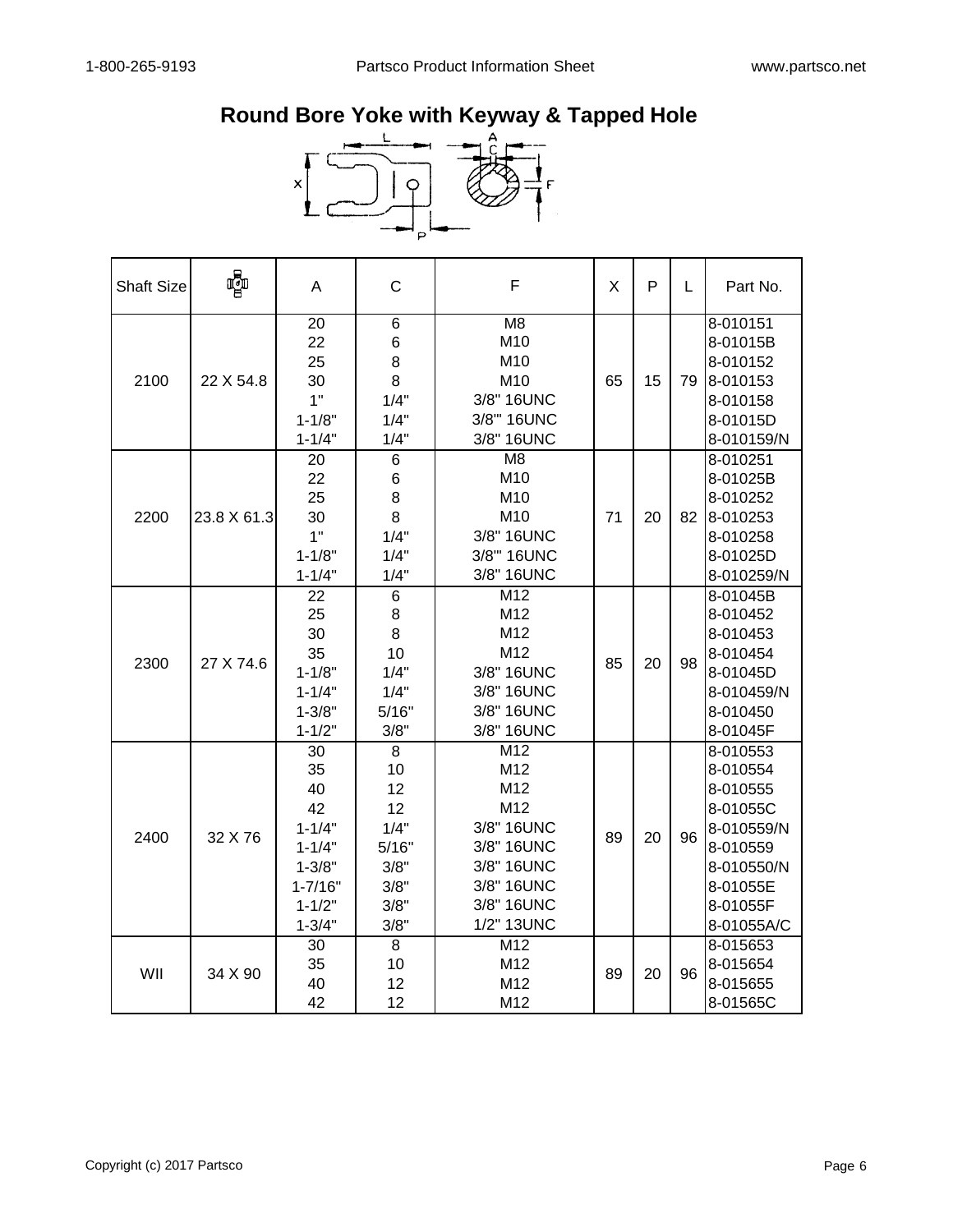# Round Bore Yoke with Keyway & Tapped Hole

| Shaft Size | | A | C | F | X | P | L | Part No. |
|---|---|---|---|---|---|---|---|---|
| 2100 | 22 X 54.8 | 20 | 6 | M8 | 65 | 15 | 79 | 8-010151 |
| | | 22 | 6 | M10 | | | | 8-01015B |
| | | 25 | 8 | M10 | | | | 8-010152 |
| | | 30 | 8 | M10 | | | | 8-010153 |
| | | 1" | 1/4" | 3/8" 16UNC | | | | 8-010158 |
| | | 1-1/8" | 1/4" | 3/8"' 16UNC | | | | 8-01015D |
| | | 1-1/4" | 1/4" | 3/8" 16UNC | | | | 8-010159/N |
| 2200 | 23.8 X 61.3 | 20 | 6 | M8 | 71 | 20 | 82 | 8-010251 |
| | | 22 | 6 | M10 | | | | 8-01025B |
| | | 25 | 8 | M10 | | | | 8-010252 |
| | | 30 | 8 | M10 | | | | 8-010253 |
| | | 1" | 1/4" | 3/8" 16UNC | | | | 8-010258 |
| | | 1-1/8" | 1/4" | 3/8"' 16UNC | | | | 8-01025D |
| | | 1-1/4" | 1/4" | 3/8" 16UNC | | | | 8-010259/N |
| 2300 | 27 X 74.6 | 22 | 6 | M12 | 85 | 20 | 98 | 8-01045B |
| | | 25 | 8 | M12 | | | | 8-010452 |
| | | 30 | 8 | M12 | | | | 8-010453 |
| | | 35 | 10 | M12 | | | | 8-010454 |
| | | 1-1/8" | 1/4" | 3/8" 16UNC | | | | 8-01045D |
| | | 1-1/4" | 1/4" | 3/8" 16UNC | | | | 8-010459/N |
| | | 1-3/8" | 5/16" | 3/8" 16UNC | | | | 8-010450 |
| | | 1-1/2" | 3/8" | 3/8" 16UNC | | | | 8-01045F |
| 2400 | 32 X 76 | 30 | 8 | M12 | 89 | 20 | 96 | 8-010553 |
| | | 35 | 10 | M12 | | | | 8-010554 |
| | | 40 | 12 | M12 | | | | 8-010555 |
| | | 42 | 12 | M12 | | | | 8-01055C |
| | | 1-1/4" | 1/4" | 3/8" 16UNC | | | | 8-010559/N |
| | | 1-1/4" | 5/16" | 3/8" 16UNC | | | | 8-010559 |
| | | 1-3/8" | 3/8" | 3/8" 16UNC | | | | 8-010550/N |
| | | 1-7/16" | 3/8" | 3/8" 16UNC | | | | 8-01055E |
| | | 1-1/2" | 3/8" | 3/8" 16UNC | | | | 8-01055F |
| | | 1-3/4" | 3/8" | 1/2" 13UNC | | | | 8-01055A/C |
| WII | 34 X 90 | 30 | 8 | M12 | 89 | 20 | 96 | 8-015653 |
| | | 35 | 10 | M12 | | | | 8-015654 |
| | | 40 | 12 | M12 | | | | 8-015655 |
| | | 42 | 12 | M12 | | | | 8-01565C |

Copyright (c) 2017 Partsco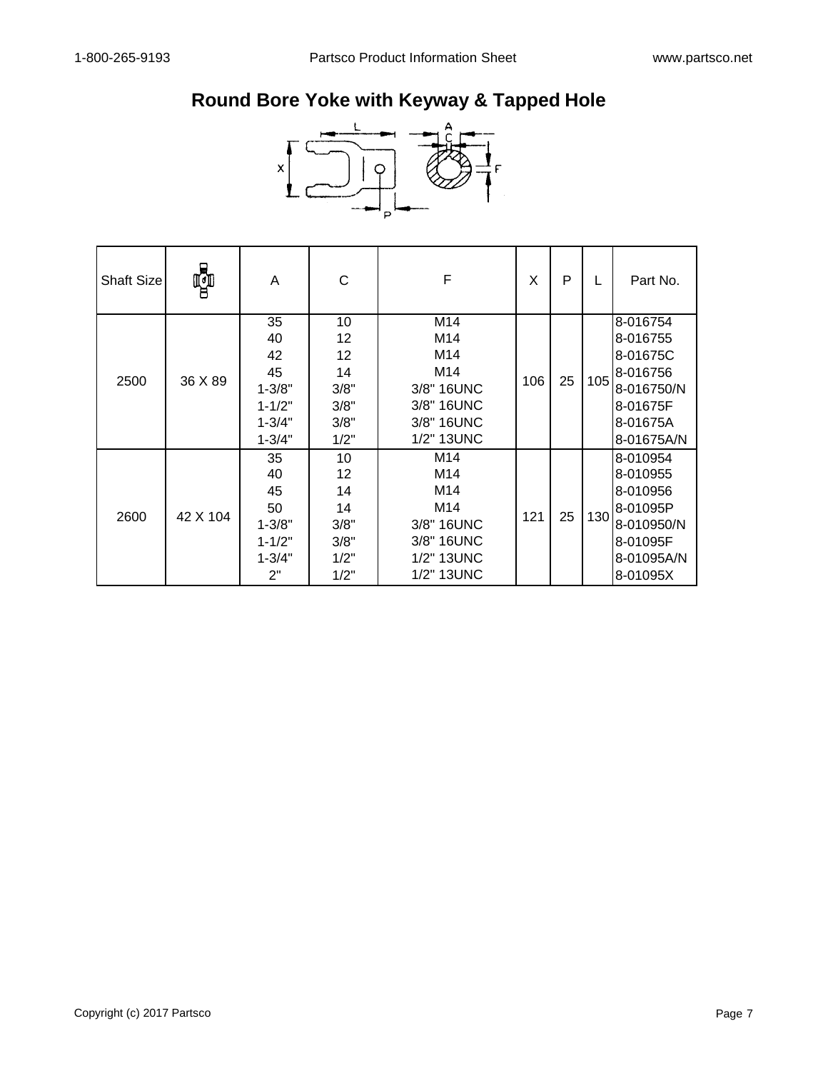# Round Bore Yoke with Keyway & Tapped Hole

| Shaft Size | | A | C | F | X | P | L | Part No. |
|---|---|---|---|---|---|---|---|---|
| 2500 | 36 X 89 | 35 | 10 | M14 | 106 | 25 | 105 | 8-016754 |
| | | 40 | 12 | M14 | | | | 8-016755 |
| | | 42 | 12 | M14 | | | | 8-01675C |
| | | 45 | 14 | M14 | | | | 8-016756 |
| | | 1-3/8" | 3/8" | 3/8" 16UNC | | | | 8-016750/N |
| | | 1-1/2" | 3/8" | 3/8" 16UNC | | | | 8-01675F |
| | | 1-3/4" | 3/8" | 3/8" 16UNC | | | | 8-01675A |
| | | 1-3/4" | 1/2" | 1/2" 13UNC | | | | 8-01675A/N |
| 2600 | 42 X 104 | 35 | 10 | M14 | 121 | 25 | 130 | 8-010954 |
| | | 40 | 12 | M14 | | | | 8-010955 |
| | | 45 | 14 | M14 | | | | 8-010956 |
| | | 50 | 14 | M14 | | | | 8-01095P |
| | | 1-3/8" | 3/8" | 3/8" 16UNC | | | | 8-010950/N |
| | | 1-1/2" | 3/8" | 3/8" 16UNC | | | | 8-01095F |
| | | 1-3/4" | 1/2" | 1/2" 13UNC | | | | 8-01095A/N |
| | | 2" | 1/2" | 1/2" 13UNC | | | | 8-01095X |